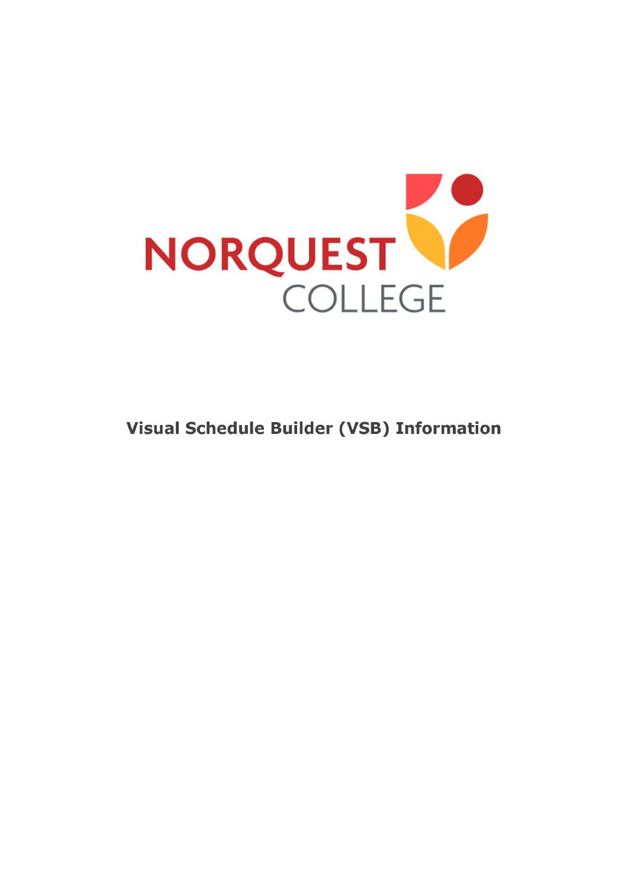NORQUEST COLLEGE

# Visual Schedule Builder (VSB) Information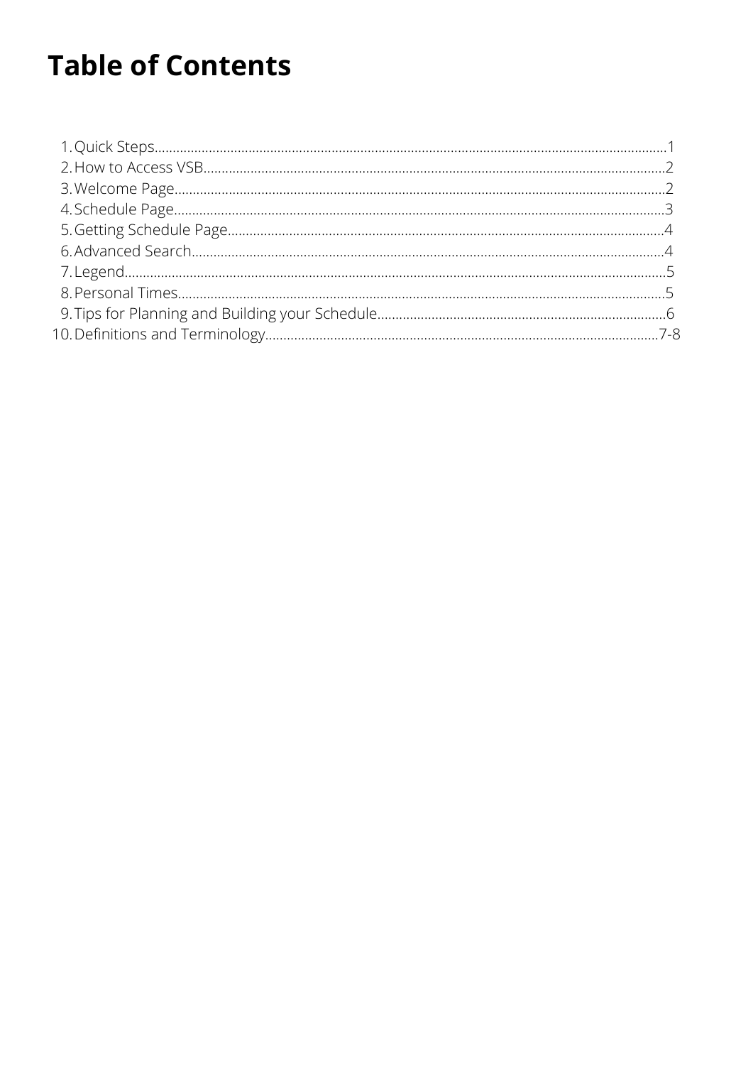# Table of Contents

1. Quick Steps........................................................................................................................................1
2. How to Access VSB..........................................................................................................................2
3. Welcome Page..................................................................................................................................2
4. Schedule Page...................................................................................................................................3
5. Getting Schedule Page....................................................................................................................4
6. Advanced Search..............................................................................................................................4
7. Legend................................................................................................................................................5
8. Personal Times..................................................................................................................................5
9. Tips for Planning and Building your Schedule...........................................................................6
10. Definitions and Terminology.......................................................................................................7-8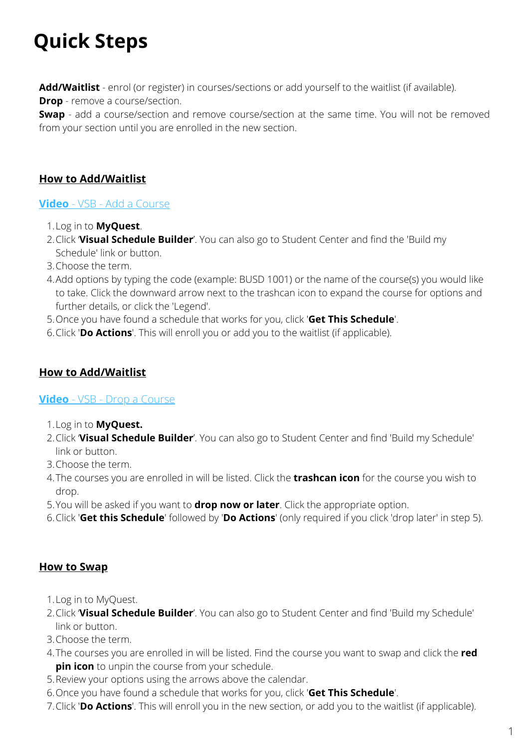# Quick Steps

**Add/Waitlist** - enrol (or register) in courses/sections or add yourself to the waitlist (if available).
**Drop** - remove a course/section.
**Swap** - add a course/section and remove course/section at the same time. You will not be removed from your section until you are enrolled in the new section.

## How to Add/Waitlist

**Video** - VSB - Add a Course

1. Log in to **MyQuest**.
2. Click '**Visual Schedule Builder**'. You can also go to Student Center and find the 'Build my Schedule' link or button.
3. Choose the term.
4. Add options by typing the code (example: BUSD 1001) or the name of the course(s) you would like to take. Click the downward arrow next to the trashcan icon to expand the course for options and further details, or click the 'Legend'.
5. Once you have found a schedule that works for you, click '**Get This Schedule**'.
6. Click '**Do Actions**'. This will enroll you or add you to the waitlist (if applicable).

## How to Add/Waitlist

**Video** - VSB - Drop a Course

1. Log in to **MyQuest.**
2. Click '**Visual Schedule Builder**'. You can also go to Student Center and find 'Build my Schedule' link or button.
3. Choose the term.
4. The courses you are enrolled in will be listed. Click the **trashcan icon** for the course you wish to drop.
5. You will be asked if you want to **drop now or later**. Click the appropriate option.
6. Click '**Get this Schedule**' followed by '**Do Actions**' (only required if you click 'drop later' in step 5).

## How to Swap

1. Log in to MyQuest.
2. Click '**Visual Schedule Builder**'. You can also go to Student Center and find 'Build my Schedule' link or button.
3. Choose the term.
4. The courses you are enrolled in will be listed. Find the course you want to swap and click the **red pin icon** to unpin the course from your schedule.
5. Review your options using the arrows above the calendar.
6. Once you have found a schedule that works for you, click '**Get This Schedule**'.
7. Click '**Do Actions**'. This will enroll you in the new section, or add you to the waitlist (if applicable).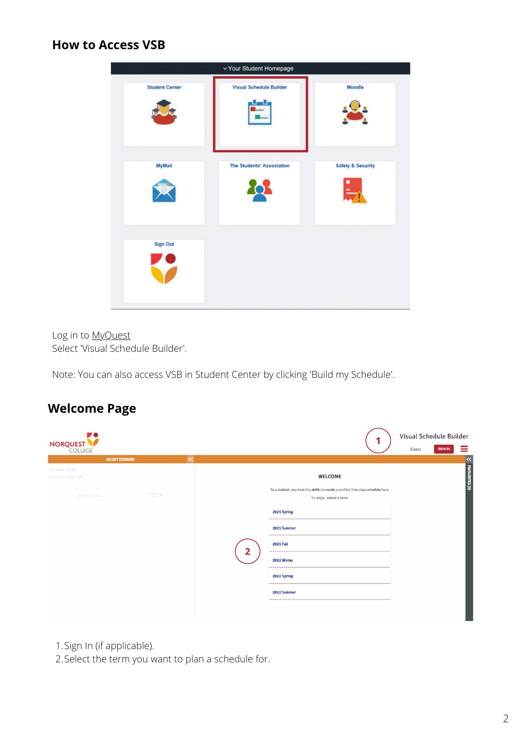## How to Access VSB

Log in to MyQuest
Select 'Visual Schedule Builder'.

Note: You can also access VSB in Student Center by clicking 'Build my Schedule'.

## Welcome Page

1. Sign In (if applicable).
2. Select the term you want to plan a schedule for.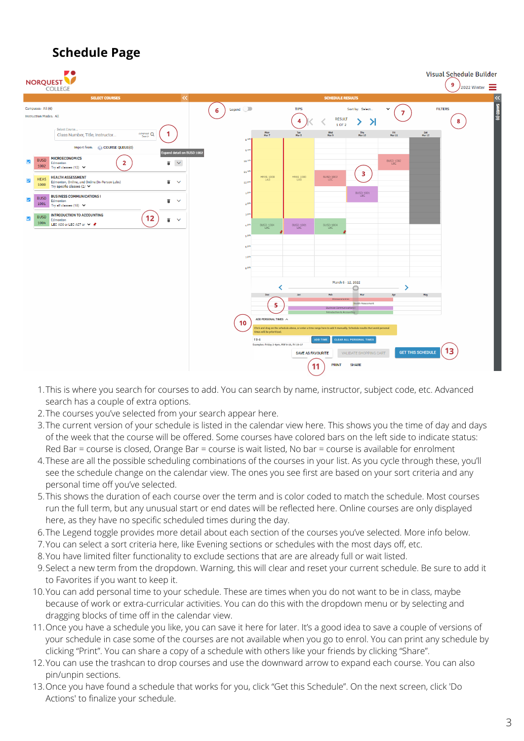# Schedule Page

1. This is where you search for courses to add. You can search by name, instructor, subject code, etc. Advanced search has a couple of extra options.
2. The courses you've selected from your search appear here.
3. The current version of your schedule is listed in the calendar view here. This shows you the time of day and days of the week that the course will be offered. Some courses have colored bars on the left side to indicate status: Red Bar = course is closed, Orange Bar = course is wait listed, No bar = course is available for enrolment
4. These are all the possible scheduling combinations of the courses in your list. As you cycle through these, you'll see the schedule change on the calendar view. The ones you see first are based on your sort criteria and any personal time off you've selected.
5. This shows the duration of each course over the term and is color coded to match the schedule. Most courses run the full term, but any unusual start or end dates will be reflected here. Online courses are only displayed here, as they have no specific scheduled times during the day.
6. The Legend toggle provides more detail about each section of the courses you've selected. More info below.
7. You can select a sort criteria here, like Evening sections or schedules with the most days off, etc.
8. You have limited filter functionality to exclude sections that are already full or wait listed.
9. Select a new term from the dropdown. Warning, this will clear and reset your current schedule. Be sure to add it to Favorites if you want to keep it.
10. You can add personal time to your schedule. These are times when you do not want to be in class, maybe because of work or extra-curricular activities. You can do this with the dropdown menu or by selecting and dragging blocks of time off in the calendar view.
11. Once you have a schedule you like, you can save it here for later. It's a good idea to save a couple of versions of your schedule in case some of the courses are not available when you go to enrol. You can print any schedule by clicking "Print". You can share a copy of a schedule with others like your friends by clicking "Share".
12. You can use the trashcan to drop courses and use the downward arrow to expand each course. You can also pin/unpin sections.
13. Once you have found a schedule that works for you, click "Get this Schedule". On the next screen, click 'Do Actions' to finalize your schedule.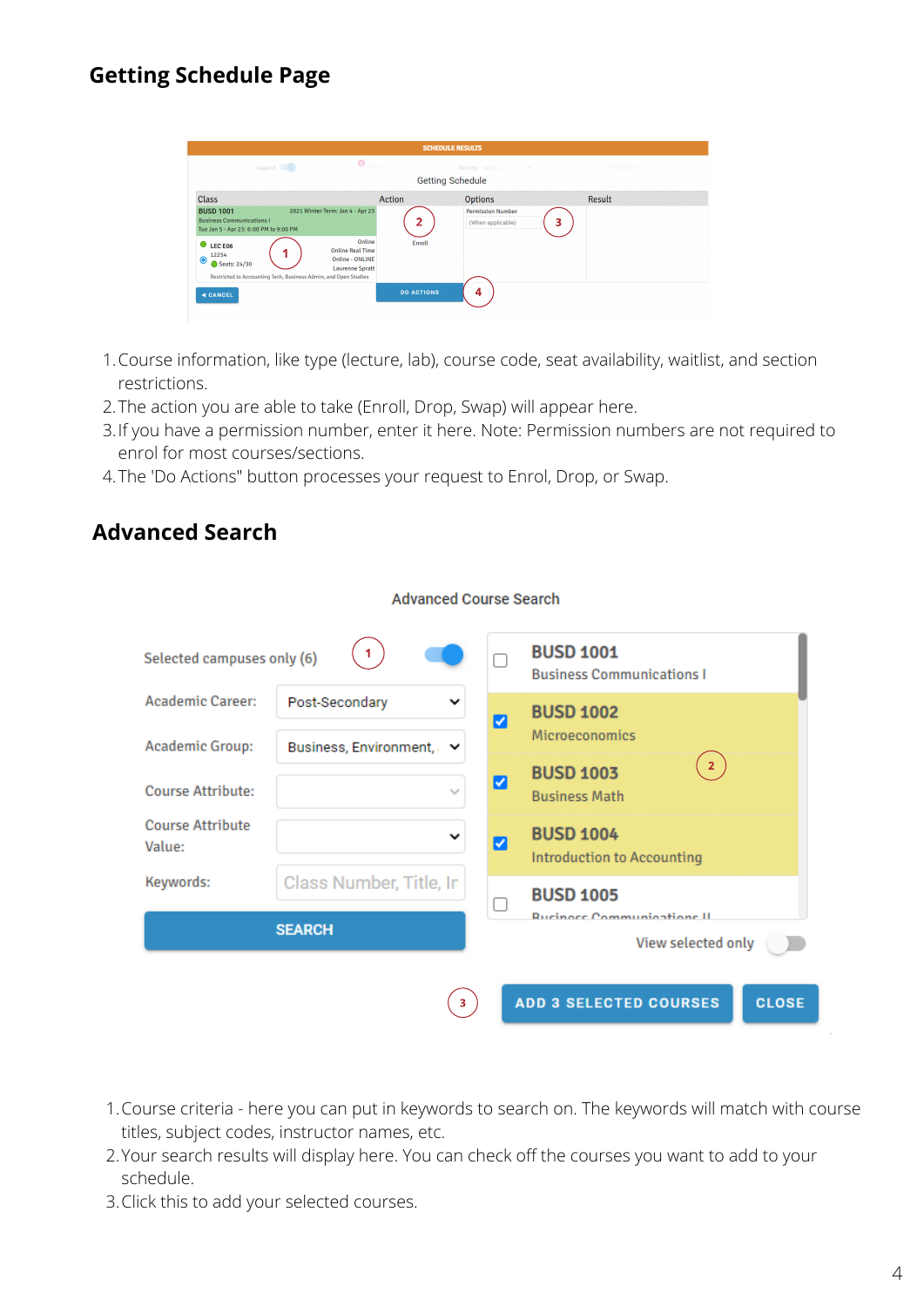## Getting Schedule Page

1. Course information, like type (lecture, lab), course code, seat availability, waitlist, and section restrictions.
2. The action you are able to take (Enroll, Drop, Swap) will appear here.
3. If you have a permission number, enter it here. Note: Permission numbers are not required to enrol for most courses/sections.
4. The 'Do Actions" button processes your request to Enrol, Drop, or Swap.

## Advanced Search

1. Course criteria - here you can put in keywords to search on. The keywords will match with course titles, subject codes, instructor names, etc.
2. Your search results will display here. You can check off the courses you want to add to your schedule.
3. Click this to add your selected courses.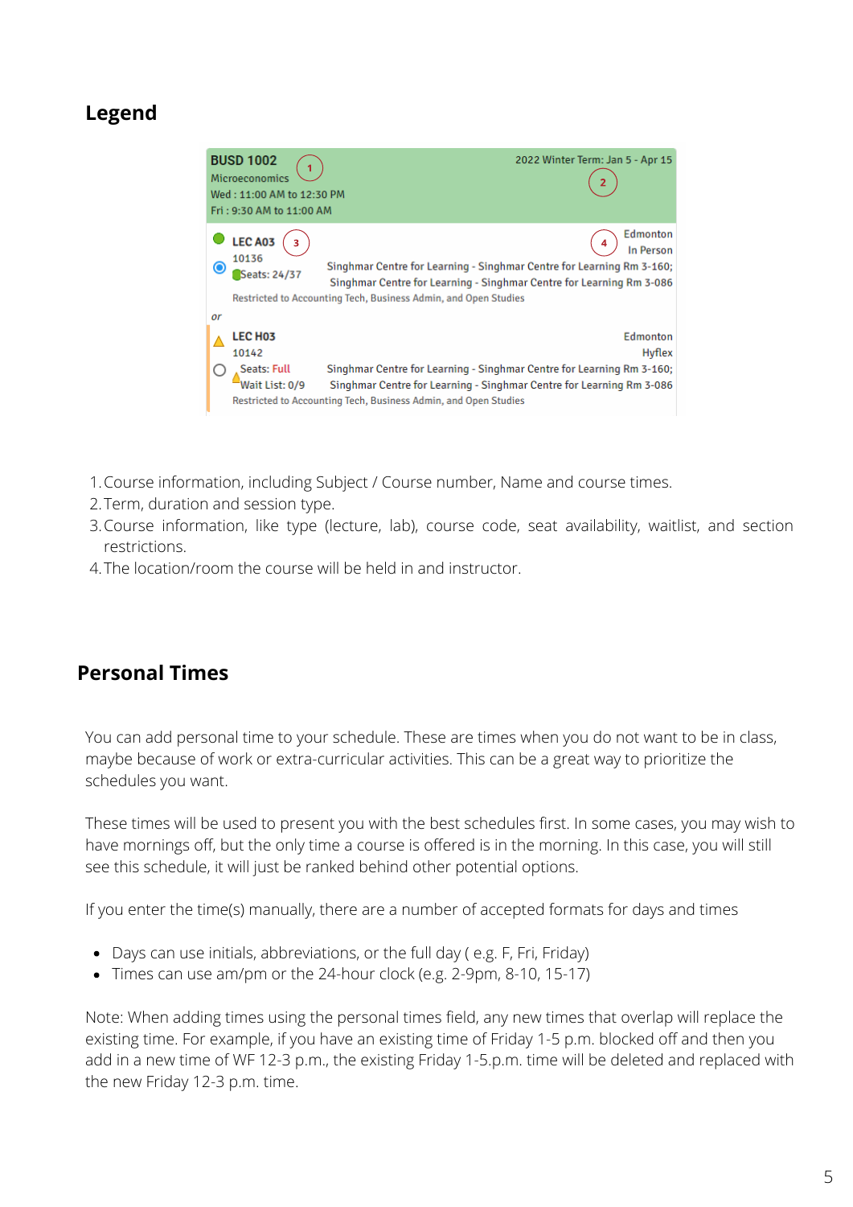## Legend

BUSD 1002
Microeconomics
Wed : 11:00 AM to 12:30 PM
Fri : 9:30 AM to 11:00 AM

2022 Winter Term: Jan 5 - Apr 15

LEC A03
10136
Seats: 24/37

Edmonton
In Person
Singhmar Centre for Learning - Singhmar Centre for Learning Rm 3-160;
Singhmar Centre for Learning - Singhmar Centre for Learning Rm 3-086
Restricted to Accounting Tech, Business Admin, and Open Studies

or

LEC H03
10142
Seats: Full
Wait List: 0/9

Edmonton
Hyflex
Singhmar Centre for Learning - Singhmar Centre for Learning Rm 3-160;
Singhmar Centre for Learning - Singhmar Centre for Learning Rm 3-086
Restricted to Accounting Tech, Business Admin, and Open Studies

1. Course information, including Subject / Course number, Name and course times.
2. Term, duration and session type.
3. Course information, like type (lecture, lab), course code, seat availability, waitlist, and section restrictions.
4. The location/room the course will be held in and instructor.

## Personal Times

You can add personal time to your schedule. These are times when you do not want to be in class, maybe because of work or extra-curricular activities. This can be a great way to prioritize the schedules you want.

These times will be used to present you with the best schedules first. In some cases, you may wish to have mornings off, but the only time a course is offered is in the morning. In this case, you will still see this schedule, it will just be ranked behind other potential options.

If you enter the time(s) manually, there are a number of accepted formats for days and times

- Days can use initials, abbreviations, or the full day ( e.g. F, Fri, Friday)
- Times can use am/pm or the 24-hour clock (e.g. 2-9pm, 8-10, 15-17)

Note: When adding times using the personal times field, any new times that overlap will replace the existing time. For example, if you have an existing time of Friday 1-5 p.m. blocked off and then you add in a new time of WF 12-3 p.m., the existing Friday 1-5.p.m. time will be deleted and replaced with the new Friday 12-3 p.m. time.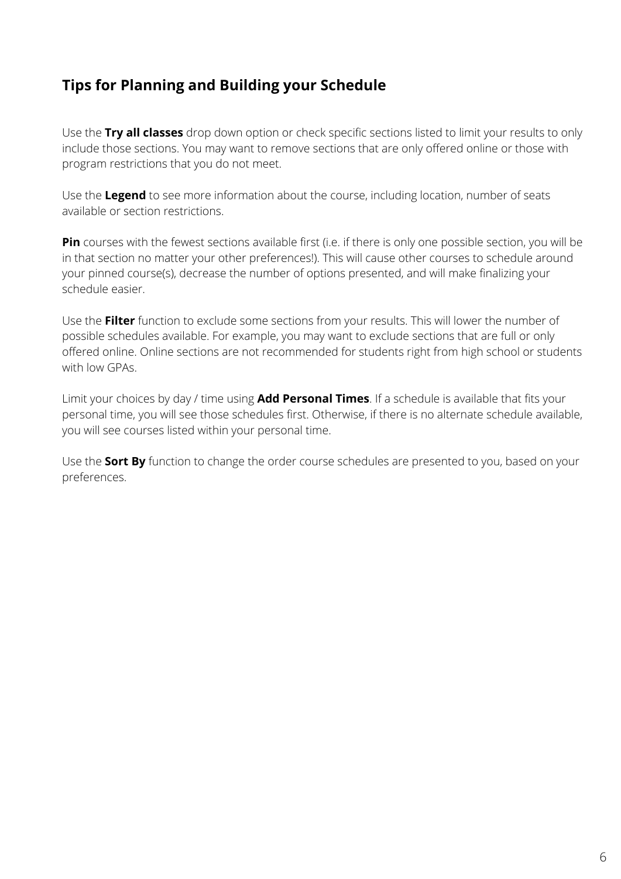## Tips for Planning and Building your Schedule

Use the **Try all classes** drop down option or check specific sections listed to limit your results to only include those sections. You may want to remove sections that are only offered online or those with program restrictions that you do not meet.

Use the **Legend** to see more information about the course, including location, number of seats available or section restrictions.

**Pin** courses with the fewest sections available first (i.e. if there is only one possible section, you will be in that section no matter your other preferences!). This will cause other courses to schedule around your pinned course(s), decrease the number of options presented, and will make finalizing your schedule easier.

Use the **Filter** function to exclude some sections from your results. This will lower the number of possible schedules available. For example, you may want to exclude sections that are full or only offered online. Online sections are not recommended for students right from high school or students with low GPAs.

Limit your choices by day / time using **Add Personal Times**. If a schedule is available that fits your personal time, you will see those schedules first. Otherwise, if there is no alternate schedule available, you will see courses listed within your personal time.

Use the **Sort By** function to change the order course schedules are presented to you, based on your preferences.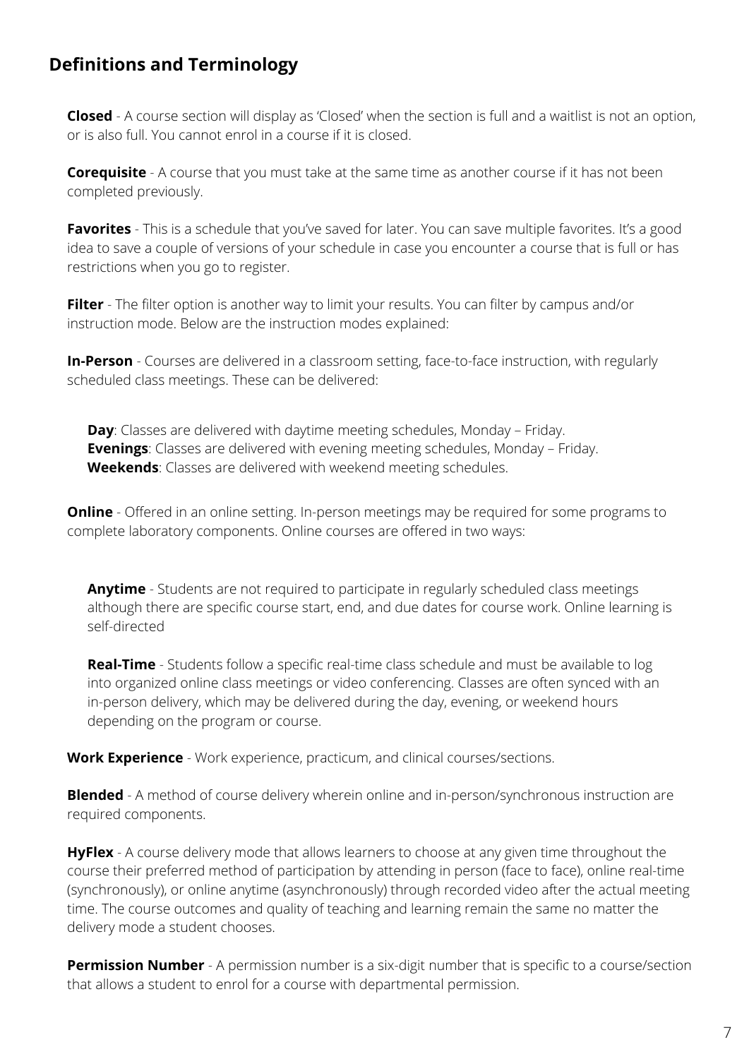## Definitions and Terminology

**Closed** - A course section will display as 'Closed' when the section is full and a waitlist is not an option, or is also full. You cannot enrol in a course if it is closed.

**Corequisite** - A course that you must take at the same time as another course if it has not been completed previously.

**Favorites** - This is a schedule that you've saved for later. You can save multiple favorites. It's a good idea to save a couple of versions of your schedule in case you encounter a course that is full or has restrictions when you go to register.

**Filter** - The filter option is another way to limit your results. You can filter by campus and/or instruction mode. Below are the instruction modes explained:

**In-Person** - Courses are delivered in a classroom setting, face-to-face instruction, with regularly scheduled class meetings. These can be delivered:

- **Day**: Classes are delivered with daytime meeting schedules, Monday – Friday.
- **Evenings**: Classes are delivered with evening meeting schedules, Monday – Friday.
- **Weekends**: Classes are delivered with weekend meeting schedules.

**Online** - Offered in an online setting. In-person meetings may be required for some programs to complete laboratory components. Online courses are offered in two ways:

- **Anytime** - Students are not required to participate in regularly scheduled class meetings although there are specific course start, end, and due dates for course work. Online learning is self-directed

- **Real-Time** - Students follow a specific real-time class schedule and must be available to log into organized online class meetings or video conferencing. Classes are often synced with an in-person delivery, which may be delivered during the day, evening, or weekend hours depending on the program or course.

**Work Experience** - Work experience, practicum, and clinical courses/sections.

**Blended** - A method of course delivery wherein online and in-person/synchronous instruction are required components.

**HyFlex** - A course delivery mode that allows learners to choose at any given time throughout the course their preferred method of participation by attending in person (face to face), online real-time (synchronously), or online anytime (asynchronously) through recorded video after the actual meeting time. The course outcomes and quality of teaching and learning remain the same no matter the delivery mode a student chooses.

**Permission Number** - A permission number is a six-digit number that is specific to a course/section that allows a student to enrol for a course with departmental permission.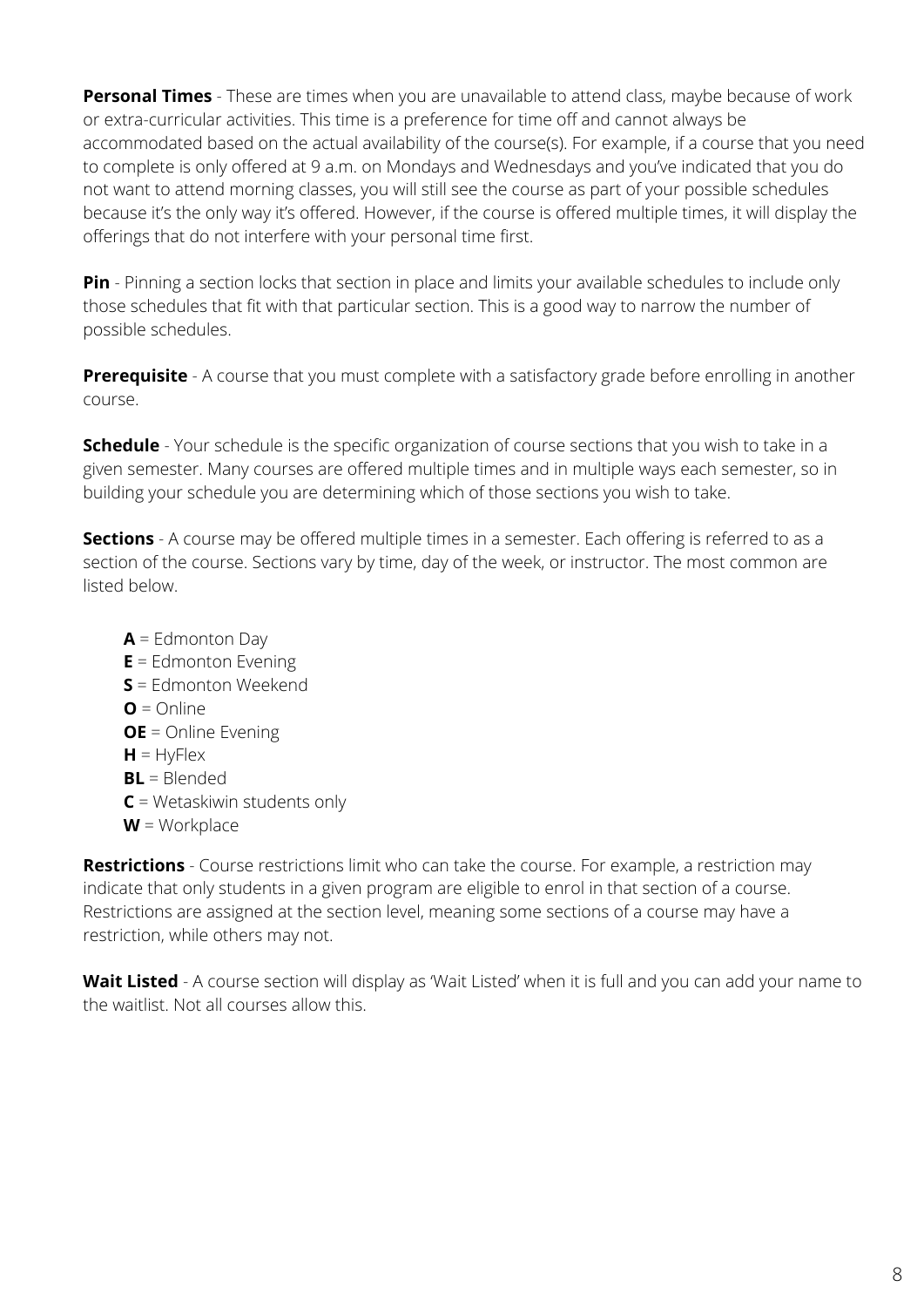**Personal Times** - These are times when you are unavailable to attend class, maybe because of work or extra-curricular activities. This time is a preference for time off and cannot always be accommodated based on the actual availability of the course(s). For example, if a course that you need to complete is only offered at 9 a.m. on Mondays and Wednesdays and you've indicated that you do not want to attend morning classes, you will still see the course as part of your possible schedules because it's the only way it's offered. However, if the course is offered multiple times, it will display the offerings that do not interfere with your personal time first.

**Pin** - Pinning a section locks that section in place and limits your available schedules to include only those schedules that fit with that particular section. This is a good way to narrow the number of possible schedules.

**Prerequisite** - A course that you must complete with a satisfactory grade before enrolling in another course.

**Schedule** - Your schedule is the specific organization of course sections that you wish to take in a given semester. Many courses are offered multiple times and in multiple ways each semester, so in building your schedule you are determining which of those sections you wish to take.

**Sections** - A course may be offered multiple times in a semester. Each offering is referred to as a section of the course. Sections vary by time, day of the week, or instructor. The most common are listed below.

- **A** = Edmonton Day
- **E** = Edmonton Evening
- **S** = Edmonton Weekend
- **O** = Online
- **OE** = Online Evening
- **H** = HyFlex
- **BL** = Blended
- **C** = Wetaskiwin students only
- **W** = Workplace

**Restrictions** - Course restrictions limit who can take the course. For example, a restriction may indicate that only students in a given program are eligible to enrol in that section of a course. Restrictions are assigned at the section level, meaning some sections of a course may have a restriction, while others may not.

**Wait Listed** - A course section will display as 'Wait Listed' when it is full and you can add your name to the waitlist. Not all courses allow this.